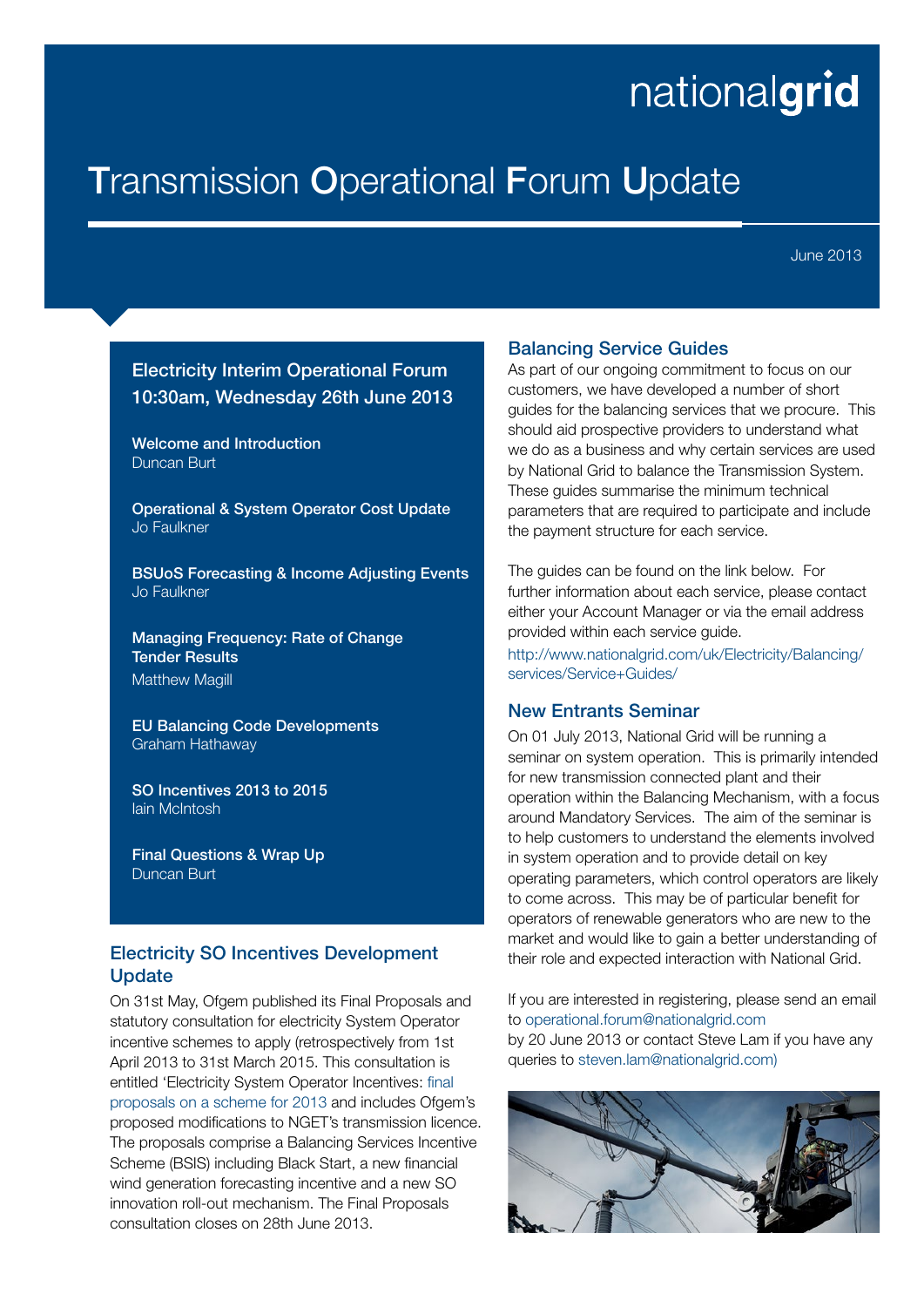nationalgrid

# Transmission Operational Forum Update

June 2013

## Electricity Interim Operational Forum 10:30am, Wednesday 26th June 2013

**Welcome and Introduction**
Duncan Burt

**Operational & System Operator Cost Update**
Jo Faulkner

**BSUoS Forecasting & Income Adjusting Events**
Jo Faulkner

**Managing Frequency: Rate of Change Tender Results**
Matthew Magill

**EU Balancing Code Developments**
Graham Hathaway

**SO Incentives 2013 to 2015**
Iain McIntosh

**Final Questions & Wrap Up**
Duncan Burt

## Electricity SO Incentives Development Update

On 31st May, Ofgem published its Final Proposals and statutory consultation for electricity System Operator incentive schemes to apply (retrospectively from 1st April 2013 to 31st March 2015. This consultation is entitled 'Electricity System Operator Incentives: final proposals on a scheme for 2013 and includes Ofgem's proposed modifications to NGET's transmission licence. The proposals comprise a Balancing Services Incentive Scheme (BSIS) including Black Start, a new financial wind generation forecasting incentive and a new SO innovation roll-out mechanism. The Final Proposals consultation closes on 28th June 2013.

## Balancing Service Guides

As part of our ongoing commitment to focus on our customers, we have developed a number of short guides for the balancing services that we procure. This should aid prospective providers to understand what we do as a business and why certain services are used by National Grid to balance the Transmission System. These guides summarise the minimum technical parameters that are required to participate and include the payment structure for each service.

The guides can be found on the link below. For further information about each service, please contact either your Account Manager or via the email address provided within each service guide.
http://www.nationalgrid.com/uk/Electricity/Balancing/services/Service+Guides/

## New Entrants Seminar

On 01 July 2013, National Grid will be running a seminar on system operation. This is primarily intended for new transmission connected plant and their operation within the Balancing Mechanism, with a focus around Mandatory Services. The aim of the seminar is to help customers to understand the elements involved in system operation and to provide detail on key operating parameters, which control operators are likely to come across. This may be of particular benefit for operators of renewable generators who are new to the market and would like to gain a better understanding of their role and expected interaction with National Grid.

If you are interested in registering, please send an email to operational.forum@nationalgrid.com by 20 June 2013 or contact Steve Lam if you have any queries to steven.lam@nationalgrid.com)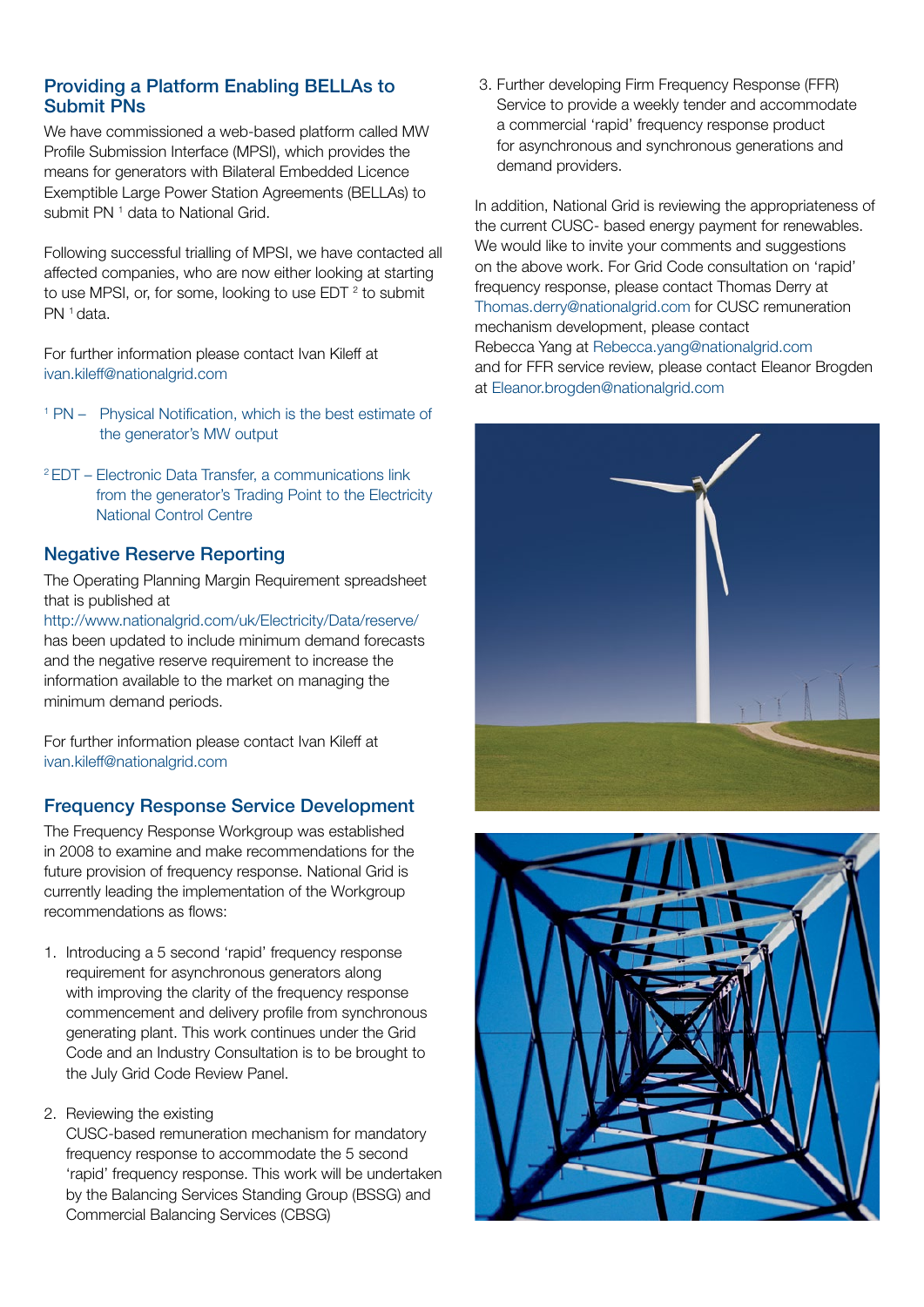## Providing a Platform Enabling BELLAs to Submit PNs

We have commissioned a web-based platform called MW Profile Submission Interface (MPSI), which provides the means for generators with Bilateral Embedded Licence Exemptible Large Power Station Agreements (BELLAs) to submit PN [1] data to National Grid.

Following successful trialling of MPSI, we have contacted all affected companies, who are now either looking at starting to use MPSI, or, for some, looking to use EDT [2] to submit PN [1] data.

For further information please contact Ivan Kileff at ivan.kileff@nationalgrid.com

[1] PN – Physical Notification, which is the best estimate of the generator's MW output

[2] EDT – Electronic Data Transfer, a communications link from the generator's Trading Point to the Electricity National Control Centre

## Negative Reserve Reporting

The Operating Planning Margin Requirement spreadsheet that is published at http://www.nationalgrid.com/uk/Electricity/Data/reserve/ has been updated to include minimum demand forecasts and the negative reserve requirement to increase the information available to the market on managing the minimum demand periods.

For further information please contact Ivan Kileff at ivan.kileff@nationalgrid.com

## Frequency Response Service Development

The Frequency Response Workgroup was established in 2008 to examine and make recommendations for the future provision of frequency response. National Grid is currently leading the implementation of the Workgroup recommendations as flows:

1. Introducing a 5 second 'rapid' frequency response requirement for asynchronous generators along with improving the clarity of the frequency response commencement and delivery profile from synchronous generating plant. This work continues under the Grid Code and an Industry Consultation is to be brought to the July Grid Code Review Panel.

2. Reviewing the existing CUSC-based remuneration mechanism for mandatory frequency response to accommodate the 5 second 'rapid' frequency response. This work will be undertaken by the Balancing Services Standing Group (BSSG) and Commercial Balancing Services (CBSG)

3. Further developing Firm Frequency Response (FFR) Service to provide a weekly tender and accommodate a commercial 'rapid' frequency response product for asynchronous and synchronous generations and demand providers.

In addition, National Grid is reviewing the appropriateness of the current CUSC- based energy payment for renewables. We would like to invite your comments and suggestions on the above work. For Grid Code consultation on 'rapid' frequency response, please contact Thomas Derry at Thomas.derry@nationalgrid.com for CUSC remuneration mechanism development, please contact Rebecca Yang at Rebecca.yang@nationalgrid.com and for FFR service review, please contact Eleanor Brogden at Eleanor.brogden@nationalgrid.com